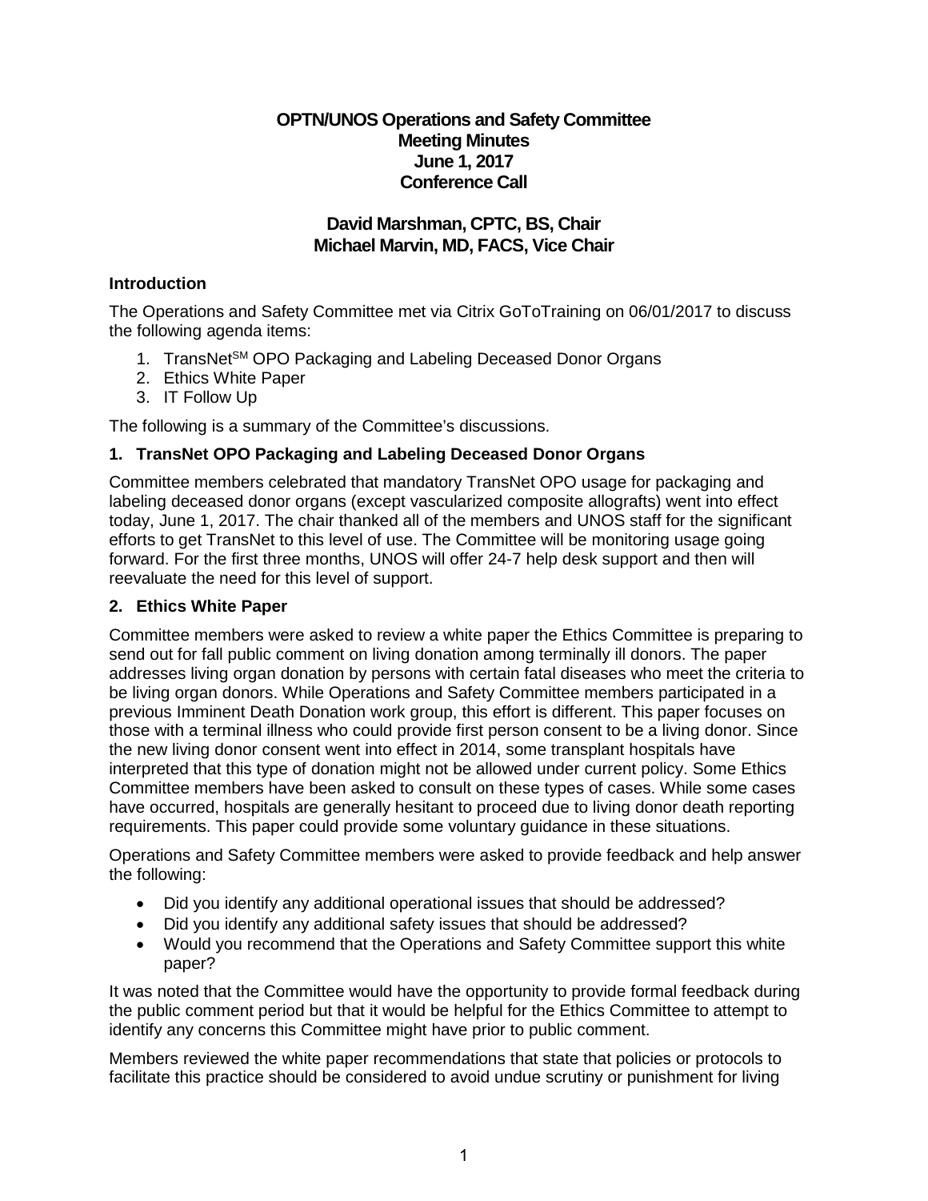# OPTN/UNOS Operations and Safety Committee
## Meeting Minutes
## June 1, 2017
## Conference Call

## David Marshman, CPTC, BS, Chair
## Michael Marvin, MD, FACS, Vice Chair

### Introduction

The Operations and Safety Committee met via Citrix GoToTraining on 06/01/2017 to discuss the following agenda items:

1. TransNet[SM] OPO Packaging and Labeling Deceased Donor Organs
2. Ethics White Paper
3. IT Follow Up

The following is a summary of the Committee's discussions.

### 1. TransNet OPO Packaging and Labeling Deceased Donor Organs

Committee members celebrated that mandatory TransNet OPO usage for packaging and labeling deceased donor organs (except vascularized composite allografts) went into effect today, June 1, 2017. The chair thanked all of the members and UNOS staff for the significant efforts to get TransNet to this level of use. The Committee will be monitoring usage going forward. For the first three months, UNOS will offer 24-7 help desk support and then will reevaluate the need for this level of support.

### 2. Ethics White Paper

Committee members were asked to review a white paper the Ethics Committee is preparing to send out for fall public comment on living donation among terminally ill donors. The paper addresses living organ donation by persons with certain fatal diseases who meet the criteria to be living organ donors. While Operations and Safety Committee members participated in a previous Imminent Death Donation work group, this effort is different. This paper focuses on those with a terminal illness who could provide first person consent to be a living donor. Since the new living donor consent went into effect in 2014, some transplant hospitals have interpreted that this type of donation might not be allowed under current policy. Some Ethics Committee members have been asked to consult on these types of cases. While some cases have occurred, hospitals are generally hesitant to proceed due to living donor death reporting requirements. This paper could provide some voluntary guidance in these situations.

Operations and Safety Committee members were asked to provide feedback and help answer the following:

- Did you identify any additional operational issues that should be addressed?
- Did you identify any additional safety issues that should be addressed?
- Would you recommend that the Operations and Safety Committee support this white paper?

It was noted that the Committee would have the opportunity to provide formal feedback during the public comment period but that it would be helpful for the Ethics Committee to attempt to identify any concerns this Committee might have prior to public comment.

Members reviewed the white paper recommendations that state that policies or protocols to facilitate this practice should be considered to avoid undue scrutiny or punishment for living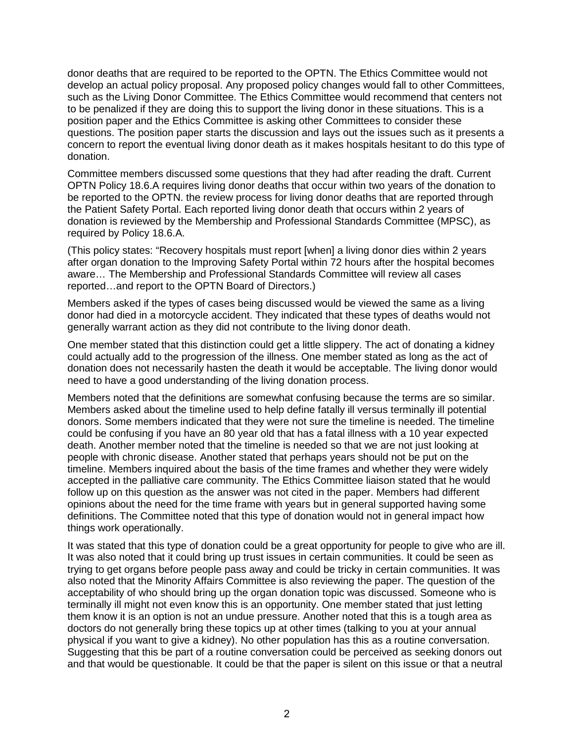donor deaths that are required to be reported to the OPTN. The Ethics Committee would not develop an actual policy proposal. Any proposed policy changes would fall to other Committees, such as the Living Donor Committee. The Ethics Committee would recommend that centers not to be penalized if they are doing this to support the living donor in these situations. This is a position paper and the Ethics Committee is asking other Committees to consider these questions. The position paper starts the discussion and lays out the issues such as it presents a concern to report the eventual living donor death as it makes hospitals hesitant to do this type of donation.

Committee members discussed some questions that they had after reading the draft. Current OPTN Policy 18.6.A requires living donor deaths that occur within two years of the donation to be reported to the OPTN. the review process for living donor deaths that are reported through the Patient Safety Portal. Each reported living donor death that occurs within 2 years of donation is reviewed by the Membership and Professional Standards Committee (MPSC), as required by Policy 18.6.A.

(This policy states: "Recovery hospitals must report [when] a living donor dies within 2 years after organ donation to the Improving Safety Portal within 72 hours after the hospital becomes aware… The Membership and Professional Standards Committee will review all cases reported…and report to the OPTN Board of Directors.)

Members asked if the types of cases being discussed would be viewed the same as a living donor had died in a motorcycle accident. They indicated that these types of deaths would not generally warrant action as they did not contribute to the living donor death.

One member stated that this distinction could get a little slippery. The act of donating a kidney could actually add to the progression of the illness. One member stated as long as the act of donation does not necessarily hasten the death it would be acceptable. The living donor would need to have a good understanding of the living donation process.

Members noted that the definitions are somewhat confusing because the terms are so similar. Members asked about the timeline used to help define fatally ill versus terminally ill potential donors. Some members indicated that they were not sure the timeline is needed. The timeline could be confusing if you have an 80 year old that has a fatal illness with a 10 year expected death. Another member noted that the timeline is needed so that we are not just looking at people with chronic disease. Another stated that perhaps years should not be put on the timeline. Members inquired about the basis of the time frames and whether they were widely accepted in the palliative care community. The Ethics Committee liaison stated that he would follow up on this question as the answer was not cited in the paper. Members had different opinions about the need for the time frame with years but in general supported having some definitions. The Committee noted that this type of donation would not in general impact how things work operationally.

It was stated that this type of donation could be a great opportunity for people to give who are ill. It was also noted that it could bring up trust issues in certain communities. It could be seen as trying to get organs before people pass away and could be tricky in certain communities. It was also noted that the Minority Affairs Committee is also reviewing the paper. The question of the acceptability of who should bring up the organ donation topic was discussed. Someone who is terminally ill might not even know this is an opportunity. One member stated that just letting them know it is an option is not an undue pressure. Another noted that this is a tough area as doctors do not generally bring these topics up at other times (talking to you at your annual physical if you want to give a kidney). No other population has this as a routine conversation. Suggesting that this be part of a routine conversation could be perceived as seeking donors out and that would be questionable. It could be that the paper is silent on this issue or that a neutral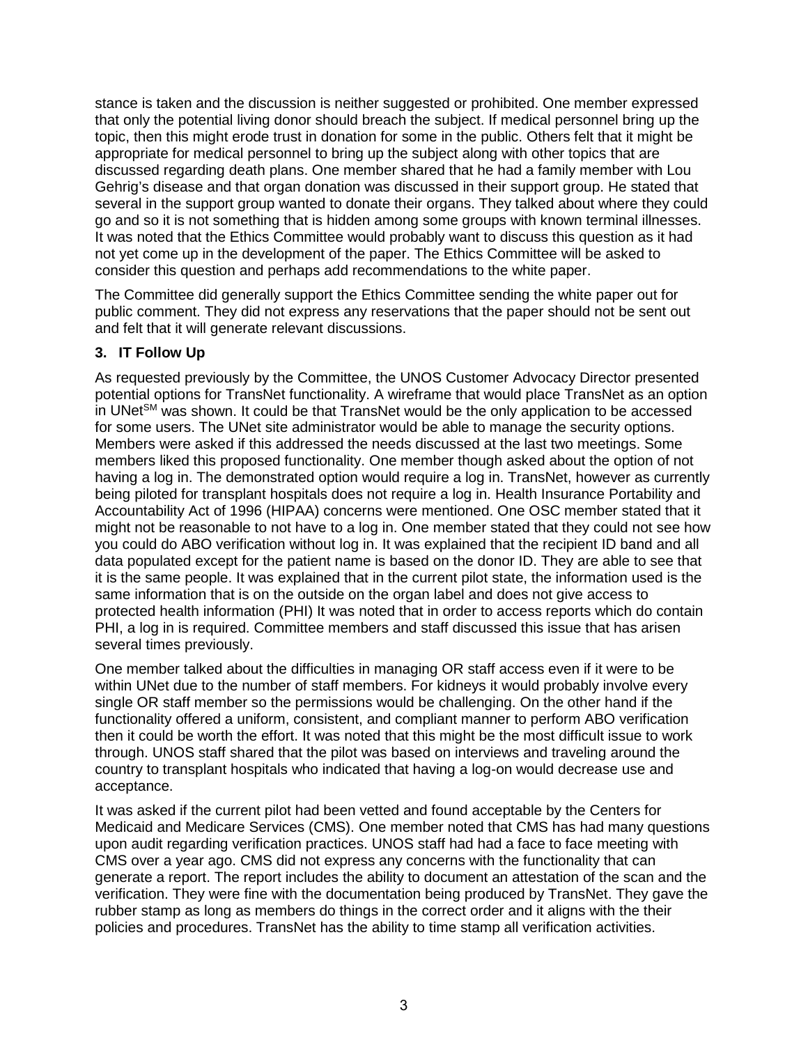stance is taken and the discussion is neither suggested or prohibited. One member expressed that only the potential living donor should breach the subject. If medical personnel bring up the topic, then this might erode trust in donation for some in the public. Others felt that it might be appropriate for medical personnel to bring up the subject along with other topics that are discussed regarding death plans. One member shared that he had a family member with Lou Gehrig's disease and that organ donation was discussed in their support group. He stated that several in the support group wanted to donate their organs. They talked about where they could go and so it is not something that is hidden among some groups with known terminal illnesses. It was noted that the Ethics Committee would probably want to discuss this question as it had not yet come up in the development of the paper. The Ethics Committee will be asked to consider this question and perhaps add recommendations to the white paper.

The Committee did generally support the Ethics Committee sending the white paper out for public comment. They did not express any reservations that the paper should not be sent out and felt that it will generate relevant discussions.

**3. IT Follow Up**

As requested previously by the Committee, the UNOS Customer Advocacy Director presented potential options for TransNet functionality. A wireframe that would place TransNet as an option in UNet[SM] was shown. It could be that TransNet would be the only application to be accessed for some users. The UNet site administrator would be able to manage the security options. Members were asked if this addressed the needs discussed at the last two meetings. Some members liked this proposed functionality. One member though asked about the option of not having a log in. The demonstrated option would require a log in. TransNet, however as currently being piloted for transplant hospitals does not require a log in. Health Insurance Portability and Accountability Act of 1996 (HIPAA) concerns were mentioned. One OSC member stated that it might not be reasonable to not have to a log in. One member stated that they could not see how you could do ABO verification without log in. It was explained that the recipient ID band and all data populated except for the patient name is based on the donor ID. They are able to see that it is the same people. It was explained that in the current pilot state, the information used is the same information that is on the outside on the organ label and does not give access to protected health information (PHI) It was noted that in order to access reports which do contain PHI, a log in is required. Committee members and staff discussed this issue that has arisen several times previously.

One member talked about the difficulties in managing OR staff access even if it were to be within UNet due to the number of staff members. For kidneys it would probably involve every single OR staff member so the permissions would be challenging. On the other hand if the functionality offered a uniform, consistent, and compliant manner to perform ABO verification then it could be worth the effort. It was noted that this might be the most difficult issue to work through. UNOS staff shared that the pilot was based on interviews and traveling around the country to transplant hospitals who indicated that having a log-on would decrease use and acceptance.

It was asked if the current pilot had been vetted and found acceptable by the Centers for Medicaid and Medicare Services (CMS). One member noted that CMS has had many questions upon audit regarding verification practices. UNOS staff had had a face to face meeting with CMS over a year ago. CMS did not express any concerns with the functionality that can generate a report. The report includes the ability to document an attestation of the scan and the verification. They were fine with the documentation being produced by TransNet. They gave the rubber stamp as long as members do things in the correct order and it aligns with the their policies and procedures. TransNet has the ability to time stamp all verification activities.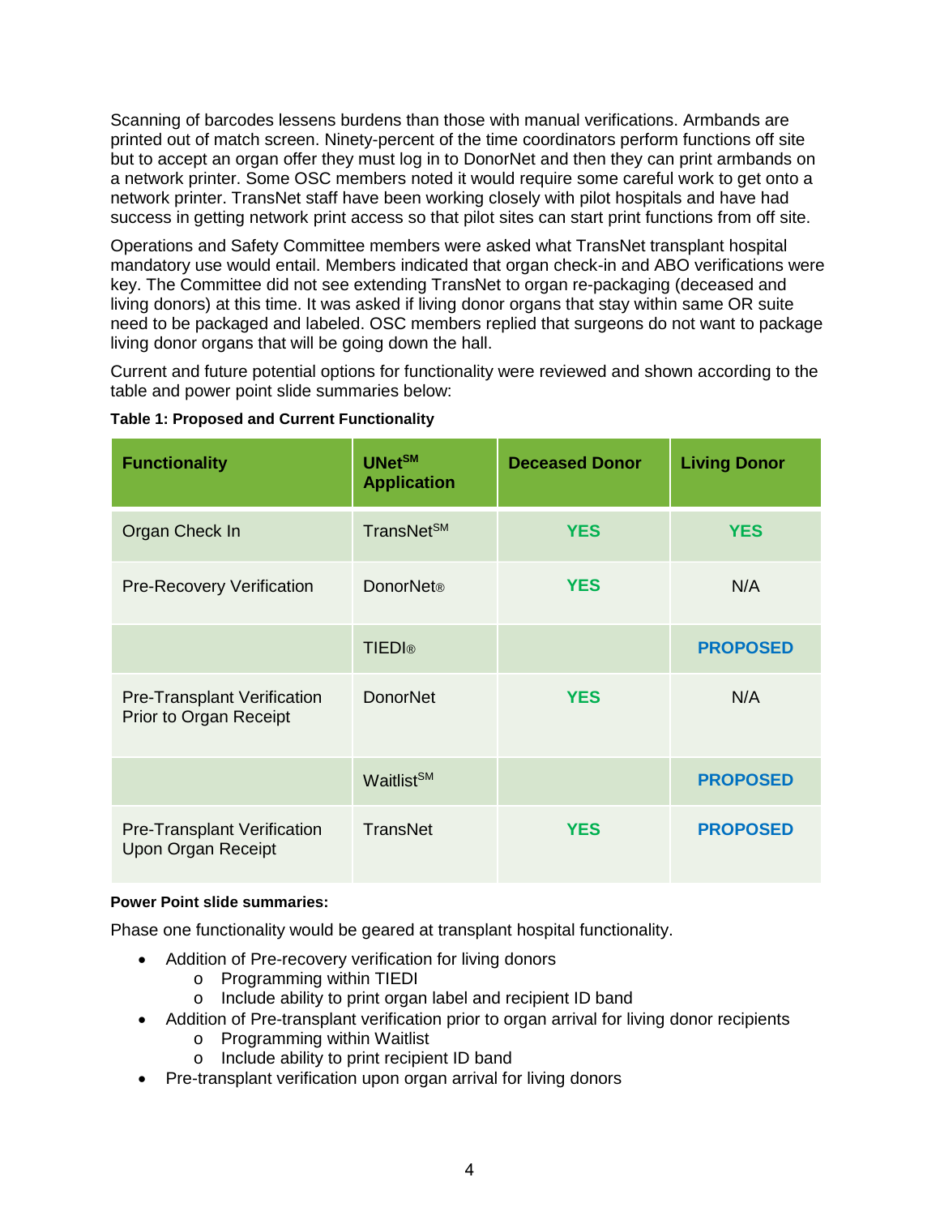Scanning of barcodes lessens burdens than those with manual verifications. Armbands are printed out of match screen. Ninety-percent of the time coordinators perform functions off site but to accept an organ offer they must log in to DonorNet and then they can print armbands on a network printer. Some OSC members noted it would require some careful work to get onto a network printer. TransNet staff have been working closely with pilot hospitals and have had success in getting network print access so that pilot sites can start print functions from off site.

Operations and Safety Committee members were asked what TransNet transplant hospital mandatory use would entail. Members indicated that organ check-in and ABO verifications were key. The Committee did not see extending TransNet to organ re-packaging (deceased and living donors) at this time. It was asked if living donor organs that stay within same OR suite need to be packaged and labeled. OSC members replied that surgeons do not want to package living donor organs that will be going down the hall.

Current and future potential options for functionality were reviewed and shown according to the table and power point slide summaries below:

**Table 1: Proposed and Current Functionality**

| Functionality | UNet℠ Application | Deceased Donor | Living Donor |
|---|---|---|---|
| Organ Check In | TransNet℠ | YES | YES |
| Pre-Recovery Verification | DonorNet® | YES | N/A |
| | TIEDI® | | PROPOSED |
| Pre-Transplant Verification Prior to Organ Receipt | DonorNet | YES | N/A |
| | Waitlist℠ | | PROPOSED |
| Pre-Transplant Verification Upon Organ Receipt | TransNet | YES | PROPOSED |

**Power Point slide summaries:**

Phase one functionality would be geared at transplant hospital functionality.

- Addition of Pre-recovery verification for living donors
  - Programming within TIEDI
  - Include ability to print organ label and recipient ID band
- Addition of Pre-transplant verification prior to organ arrival for living donor recipients
  - Programming within Waitlist
  - Include ability to print recipient ID band
- Pre-transplant verification upon organ arrival for living donors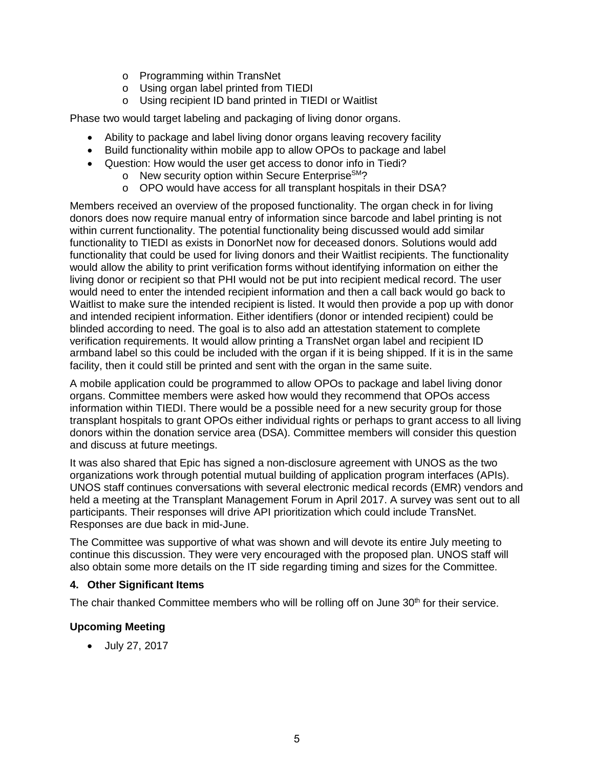- Programming within TransNet
  - Using organ label printed from TIEDI
  - Using recipient ID band printed in TIEDI or Waitlist

Phase two would target labeling and packaging of living donor organs.

- Ability to package and label living donor organs leaving recovery facility
- Build functionality within mobile app to allow OPOs to package and label
- Question: How would the user get access to donor info in Tiedi?
  - New security option within Secure Enterprise[SM]?
  - OPO would have access for all transplant hospitals in their DSA?

Members received an overview of the proposed functionality. The organ check in for living donors does now require manual entry of information since barcode and label printing is not within current functionality. The potential functionality being discussed would add similar functionality to TIEDI as exists in DonorNet now for deceased donors. Solutions would add functionality that could be used for living donors and their Waitlist recipients. The functionality would allow the ability to print verification forms without identifying information on either the living donor or recipient so that PHI would not be put into recipient medical record. The user would need to enter the intended recipient information and then a call back would go back to Waitlist to make sure the intended recipient is listed. It would then provide a pop up with donor and intended recipient information. Either identifiers (donor or intended recipient) could be blinded according to need. The goal is to also add an attestation statement to complete verification requirements. It would allow printing a TransNet organ label and recipient ID armband label so this could be included with the organ if it is being shipped. If it is in the same facility, then it could still be printed and sent with the organ in the same suite.

A mobile application could be programmed to allow OPOs to package and label living donor organs. Committee members were asked how would they recommend that OPOs access information within TIEDI. There would be a possible need for a new security group for those transplant hospitals to grant OPOs either individual rights or perhaps to grant access to all living donors within the donation service area (DSA). Committee members will consider this question and discuss at future meetings.

It was also shared that Epic has signed a non-disclosure agreement with UNOS as the two organizations work through potential mutual building of application program interfaces (APIs). UNOS staff continues conversations with several electronic medical records (EMR) vendors and held a meeting at the Transplant Management Forum in April 2017. A survey was sent out to all participants. Their responses will drive API prioritization which could include TransNet. Responses are due back in mid-June.

The Committee was supportive of what was shown and will devote its entire July meeting to continue this discussion. They were very encouraged with the proposed plan. UNOS staff will also obtain some more details on the IT side regarding timing and sizes for the Committee.

### 4. Other Significant Items

The chair thanked Committee members who will be rolling off on June 30th for their service.

### Upcoming Meeting

- July 27, 2017